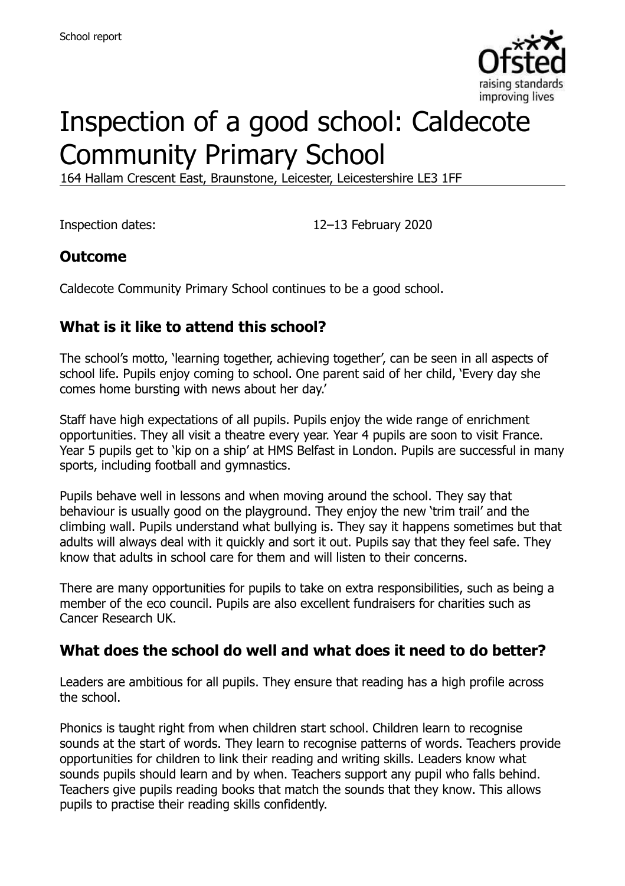School report

# Inspection of a good school: Caldecote Community Primary School

164 Hallam Crescent East, Braunstone, Leicester, Leicestershire LE3 1FF

Inspection dates: 12–13 February 2020

## Outcome

Caldecote Community Primary School continues to be a good school.

## What is it like to attend this school?

The school's motto, 'learning together, achieving together', can be seen in all aspects of school life. Pupils enjoy coming to school. One parent said of her child, 'Every day she comes home bursting with news about her day.'

Staff have high expectations of all pupils. Pupils enjoy the wide range of enrichment opportunities. They all visit a theatre every year. Year 4 pupils are soon to visit France. Year 5 pupils get to 'kip on a ship' at HMS Belfast in London. Pupils are successful in many sports, including football and gymnastics.

Pupils behave well in lessons and when moving around the school. They say that behaviour is usually good on the playground. They enjoy the new 'trim trail' and the climbing wall. Pupils understand what bullying is. They say it happens sometimes but that adults will always deal with it quickly and sort it out. Pupils say that they feel safe. They know that adults in school care for them and will listen to their concerns.

There are many opportunities for pupils to take on extra responsibilities, such as being a member of the eco council. Pupils are also excellent fundraisers for charities such as Cancer Research UK.

## What does the school do well and what does it need to do better?

Leaders are ambitious for all pupils. They ensure that reading has a high profile across the school.

Phonics is taught right from when children start school. Children learn to recognise sounds at the start of words. They learn to recognise patterns of words. Teachers provide opportunities for children to link their reading and writing skills. Leaders know what sounds pupils should learn and by when. Teachers support any pupil who falls behind. Teachers give pupils reading books that match the sounds that they know. This allows pupils to practise their reading skills confidently.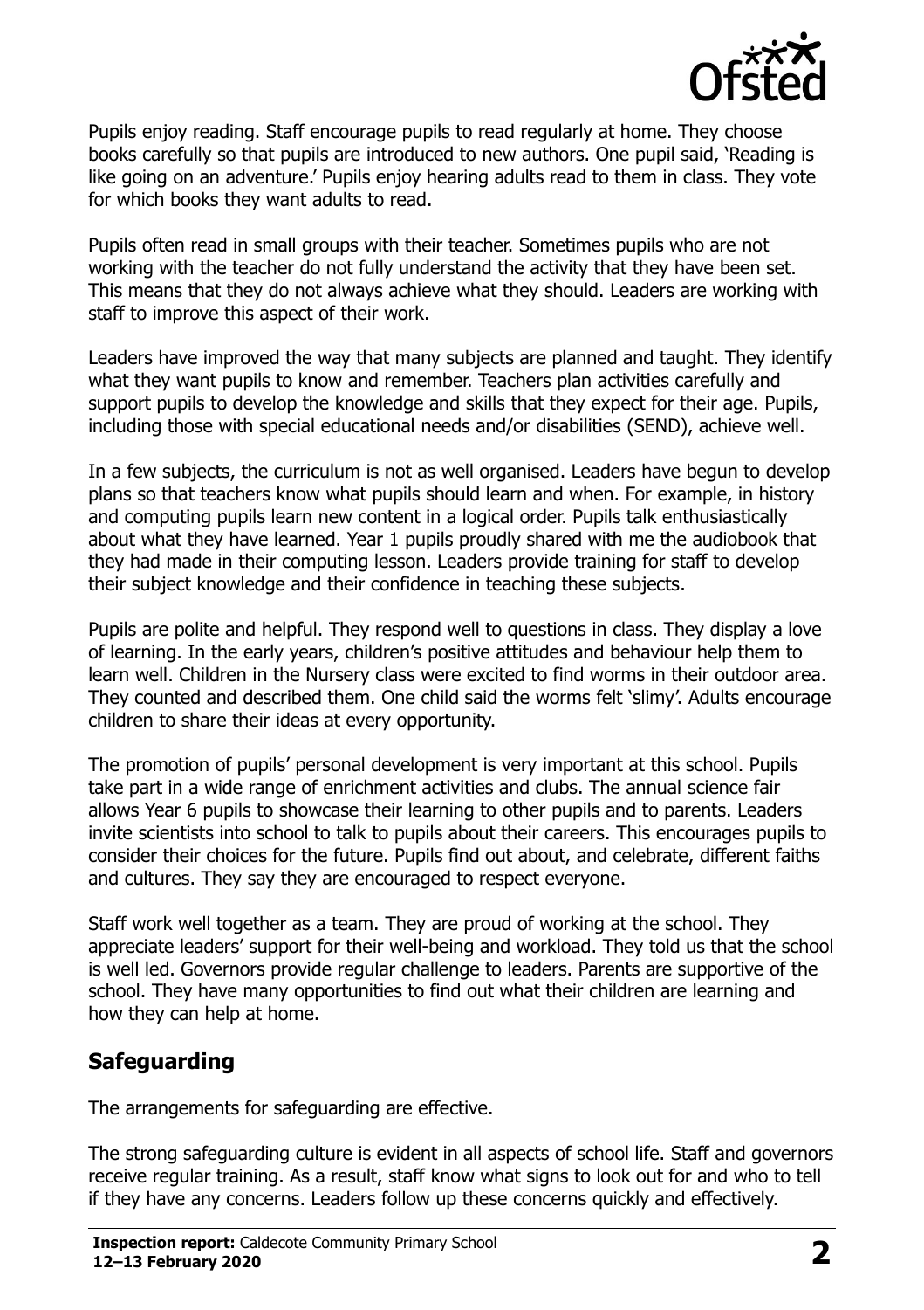Pupils enjoy reading. Staff encourage pupils to read regularly at home. They choose books carefully so that pupils are introduced to new authors. One pupil said, 'Reading is like going on an adventure.' Pupils enjoy hearing adults read to them in class. They vote for which books they want adults to read.

Pupils often read in small groups with their teacher. Sometimes pupils who are not working with the teacher do not fully understand the activity that they have been set. This means that they do not always achieve what they should. Leaders are working with staff to improve this aspect of their work.

Leaders have improved the way that many subjects are planned and taught. They identify what they want pupils to know and remember. Teachers plan activities carefully and support pupils to develop the knowledge and skills that they expect for their age. Pupils, including those with special educational needs and/or disabilities (SEND), achieve well.

In a few subjects, the curriculum is not as well organised. Leaders have begun to develop plans so that teachers know what pupils should learn and when. For example, in history and computing pupils learn new content in a logical order. Pupils talk enthusiastically about what they have learned. Year 1 pupils proudly shared with me the audiobook that they had made in their computing lesson. Leaders provide training for staff to develop their subject knowledge and their confidence in teaching these subjects.

Pupils are polite and helpful. They respond well to questions in class. They display a love of learning. In the early years, children's positive attitudes and behaviour help them to learn well. Children in the Nursery class were excited to find worms in their outdoor area. They counted and described them. One child said the worms felt 'slimy'. Adults encourage children to share their ideas at every opportunity.

The promotion of pupils' personal development is very important at this school. Pupils take part in a wide range of enrichment activities and clubs. The annual science fair allows Year 6 pupils to showcase their learning to other pupils and to parents. Leaders invite scientists into school to talk to pupils about their careers. This encourages pupils to consider their choices for the future. Pupils find out about, and celebrate, different faiths and cultures. They say they are encouraged to respect everyone.

Staff work well together as a team. They are proud of working at the school. They appreciate leaders' support for their well-being and workload. They told us that the school is well led. Governors provide regular challenge to leaders. Parents are supportive of the school. They have many opportunities to find out what their children are learning and how they can help at home.

## Safeguarding

The arrangements for safeguarding are effective.

The strong safeguarding culture is evident in all aspects of school life. Staff and governors receive regular training. As a result, staff know what signs to look out for and who to tell if they have any concerns. Leaders follow up these concerns quickly and effectively.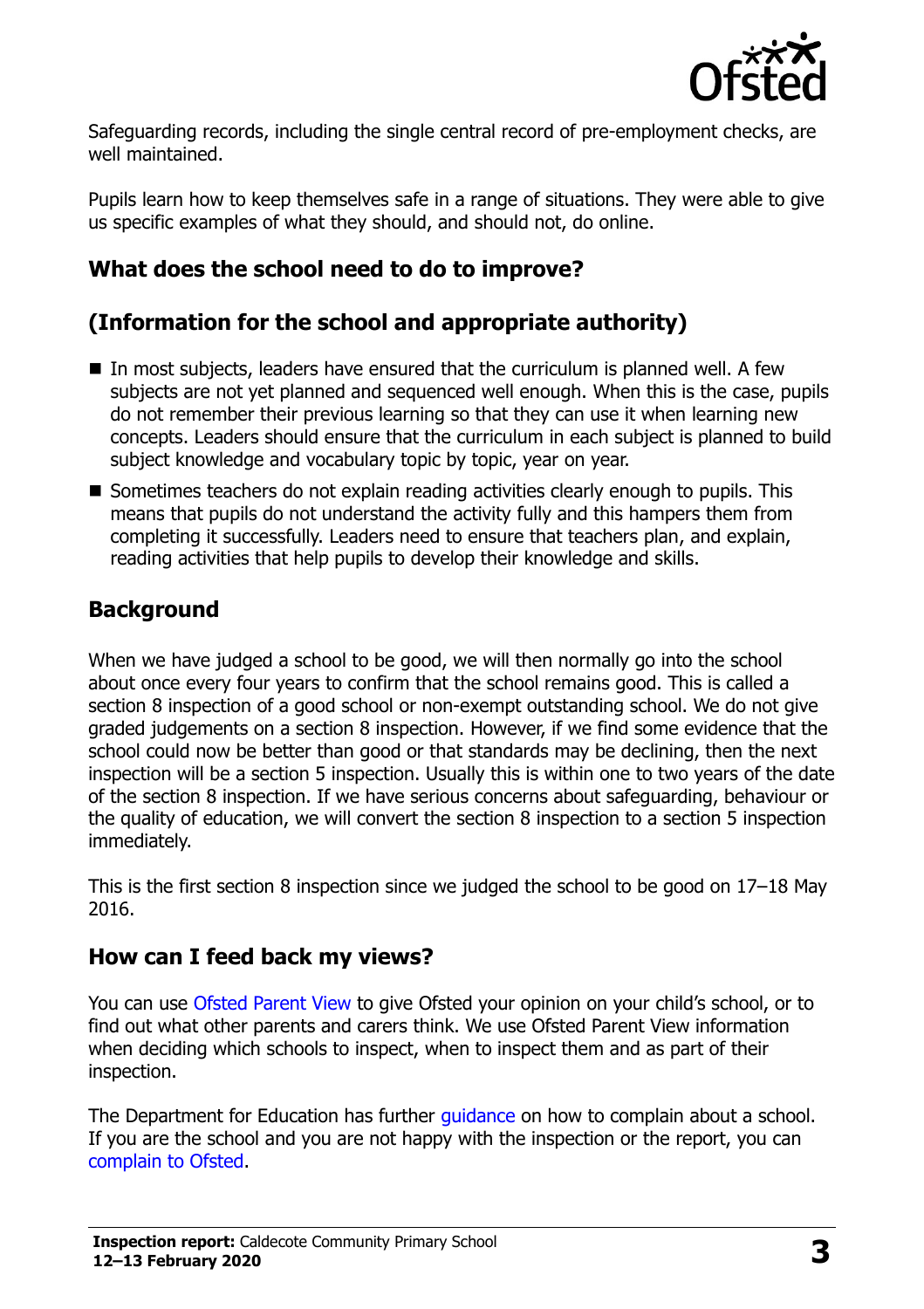Safeguarding records, including the single central record of pre-employment checks, are well maintained.

Pupils learn how to keep themselves safe in a range of situations. They were able to give us specific examples of what they should, and should not, do online.

## What does the school need to do to improve?

## (Information for the school and appropriate authority)

- In most subjects, leaders have ensured that the curriculum is planned well. A few subjects are not yet planned and sequenced well enough. When this is the case, pupils do not remember their previous learning so that they can use it when learning new concepts. Leaders should ensure that the curriculum in each subject is planned to build subject knowledge and vocabulary topic by topic, year on year.
- Sometimes teachers do not explain reading activities clearly enough to pupils. This means that pupils do not understand the activity fully and this hampers them from completing it successfully. Leaders need to ensure that teachers plan, and explain, reading activities that help pupils to develop their knowledge and skills.

## Background

When we have judged a school to be good, we will then normally go into the school about once every four years to confirm that the school remains good. This is called a section 8 inspection of a good school or non-exempt outstanding school. We do not give graded judgements on a section 8 inspection. However, if we find some evidence that the school could now be better than good or that standards may be declining, then the next inspection will be a section 5 inspection. Usually this is within one to two years of the date of the section 8 inspection. If we have serious concerns about safeguarding, behaviour or the quality of education, we will convert the section 8 inspection to a section 5 inspection immediately.

This is the first section 8 inspection since we judged the school to be good on 17–18 May 2016.

## How can I feed back my views?

You can use Ofsted Parent View to give Ofsted your opinion on your child's school, or to find out what other parents and carers think. We use Ofsted Parent View information when deciding which schools to inspect, when to inspect them and as part of their inspection.

The Department for Education has further guidance on how to complain about a school. If you are the school and you are not happy with the inspection or the report, you can complain to Ofsted.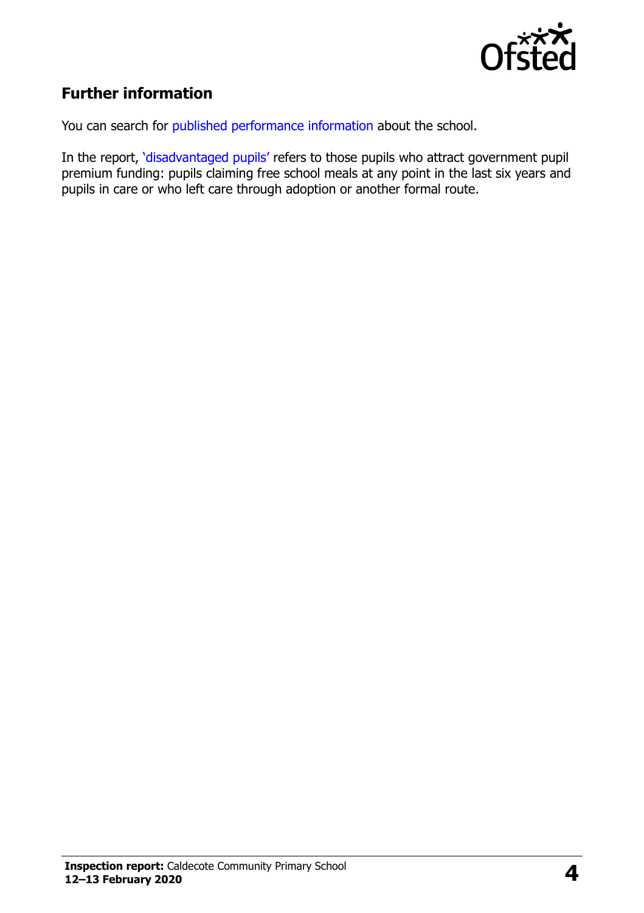## Further information

You can search for published performance information about the school.

In the report, 'disadvantaged pupils' refers to those pupils who attract government pupil premium funding: pupils claiming free school meals at any point in the last six years and pupils in care or who left care through adoption or another formal route.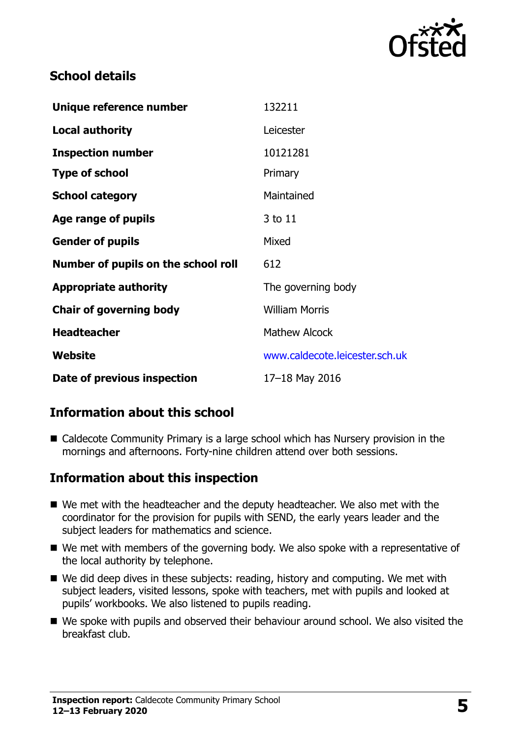## School details

| | |
|---|---|
| **Unique reference number** | 132211 |
| **Local authority** | Leicester |
| **Inspection number** | 10121281 |
| **Type of school** | Primary |
| **School category** | Maintained |
| **Age range of pupils** | 3 to 11 |
| **Gender of pupils** | Mixed |
| **Number of pupils on the school roll** | 612 |
| **Appropriate authority** | The governing body |
| **Chair of governing body** | William Morris |
| **Headteacher** | Mathew Alcock |
| **Website** | www.caldecote.leicester.sch.uk |
| **Date of previous inspection** | 17–18 May 2016 |

## Information about this school

- Caldecote Community Primary is a large school which has Nursery provision in the mornings and afternoons. Forty-nine children attend over both sessions.

## Information about this inspection

- We met with the headteacher and the deputy headteacher. We also met with the coordinator for the provision for pupils with SEND, the early years leader and the subject leaders for mathematics and science.
- We met with members of the governing body. We also spoke with a representative of the local authority by telephone.
- We did deep dives in these subjects: reading, history and computing. We met with subject leaders, visited lessons, spoke with teachers, met with pupils and looked at pupils' workbooks. We also listened to pupils reading.
- We spoke with pupils and observed their behaviour around school. We also visited the breakfast club.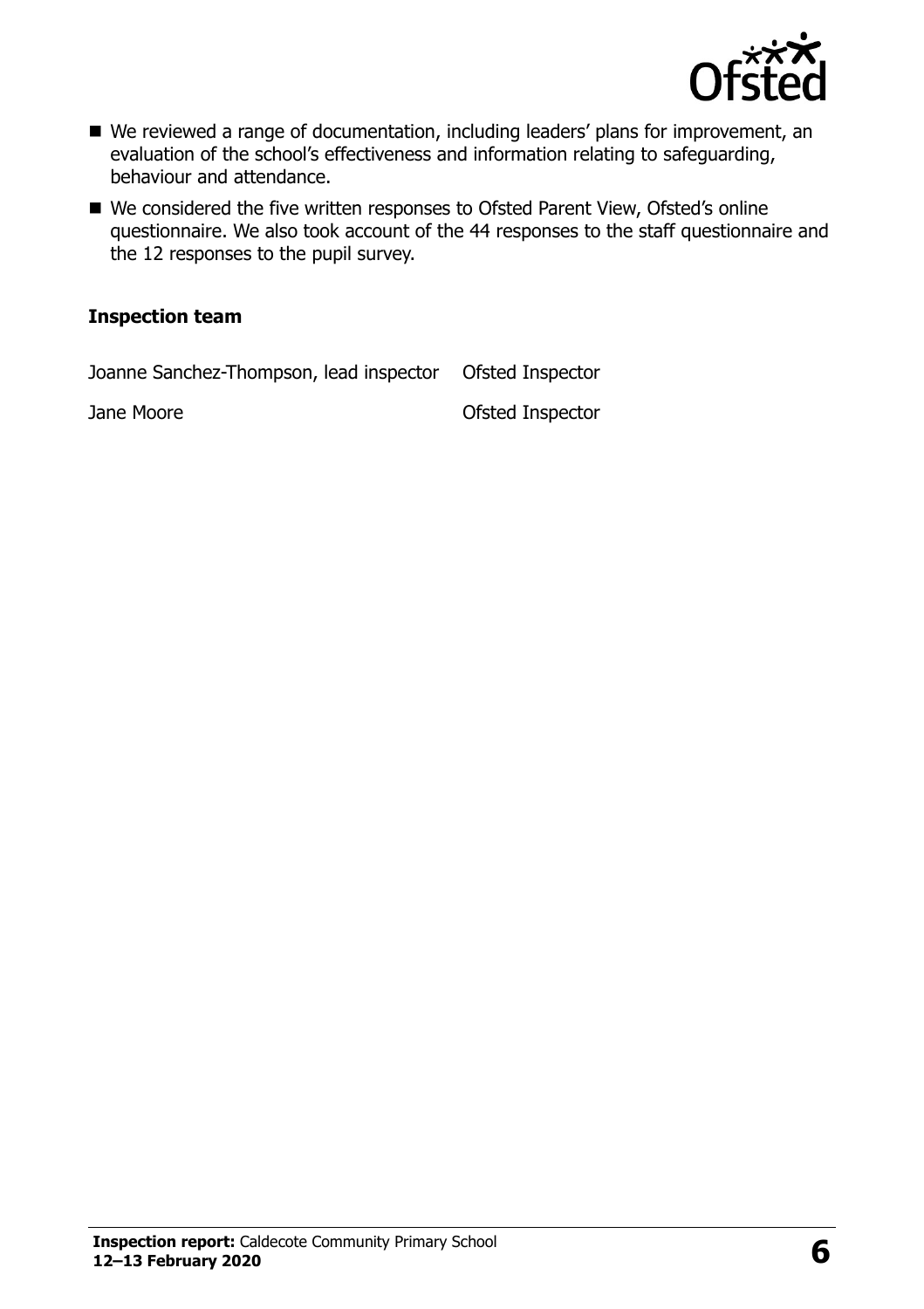- We reviewed a range of documentation, including leaders' plans for improvement, an evaluation of the school's effectiveness and information relating to safeguarding, behaviour and attendance.
- We considered the five written responses to Ofsted Parent View, Ofsted's online questionnaire. We also took account of the 44 responses to the staff questionnaire and the 12 responses to the pupil survey.

### Inspection team

| | |
|---|---|
| Joanne Sanchez-Thompson, lead inspector | Ofsted Inspector |
| Jane Moore | Ofsted Inspector |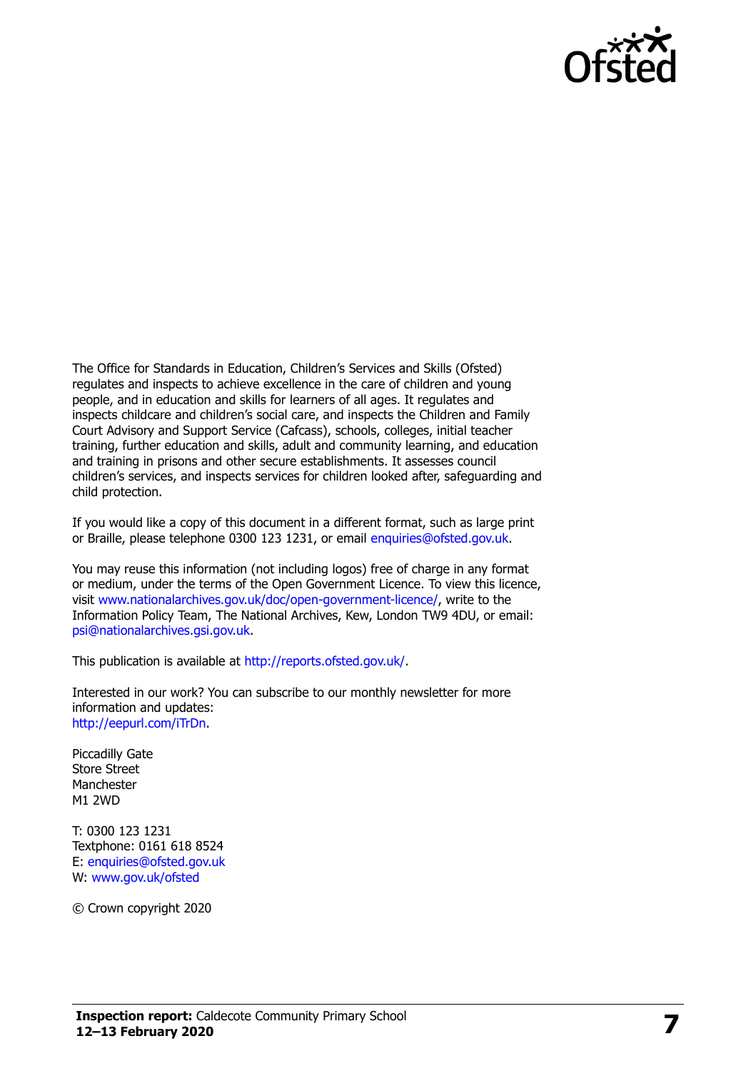The Office for Standards in Education, Children's Services and Skills (Ofsted) regulates and inspects to achieve excellence in the care of children and young people, and in education and skills for learners of all ages. It regulates and inspects childcare and children's social care, and inspects the Children and Family Court Advisory and Support Service (Cafcass), schools, colleges, initial teacher training, further education and skills, adult and community learning, and education and training in prisons and other secure establishments. It assesses council children's services, and inspects services for children looked after, safeguarding and child protection.

If you would like a copy of this document in a different format, such as large print or Braille, please telephone 0300 123 1231, or email enquiries@ofsted.gov.uk.

You may reuse this information (not including logos) free of charge in any format or medium, under the terms of the Open Government Licence. To view this licence, visit www.nationalarchives.gov.uk/doc/open-government-licence/, write to the Information Policy Team, The National Archives, Kew, London TW9 4DU, or email: psi@nationalarchives.gsi.gov.uk.

This publication is available at http://reports.ofsted.gov.uk/.

Interested in our work? You can subscribe to our monthly newsletter for more information and updates:
http://eepurl.com/iTrDn.

Piccadilly Gate
Store Street
Manchester
M1 2WD

T: 0300 123 1231
Textphone: 0161 618 8524
E: enquiries@ofsted.gov.uk
W: www.gov.uk/ofsted

© Crown copyright 2020